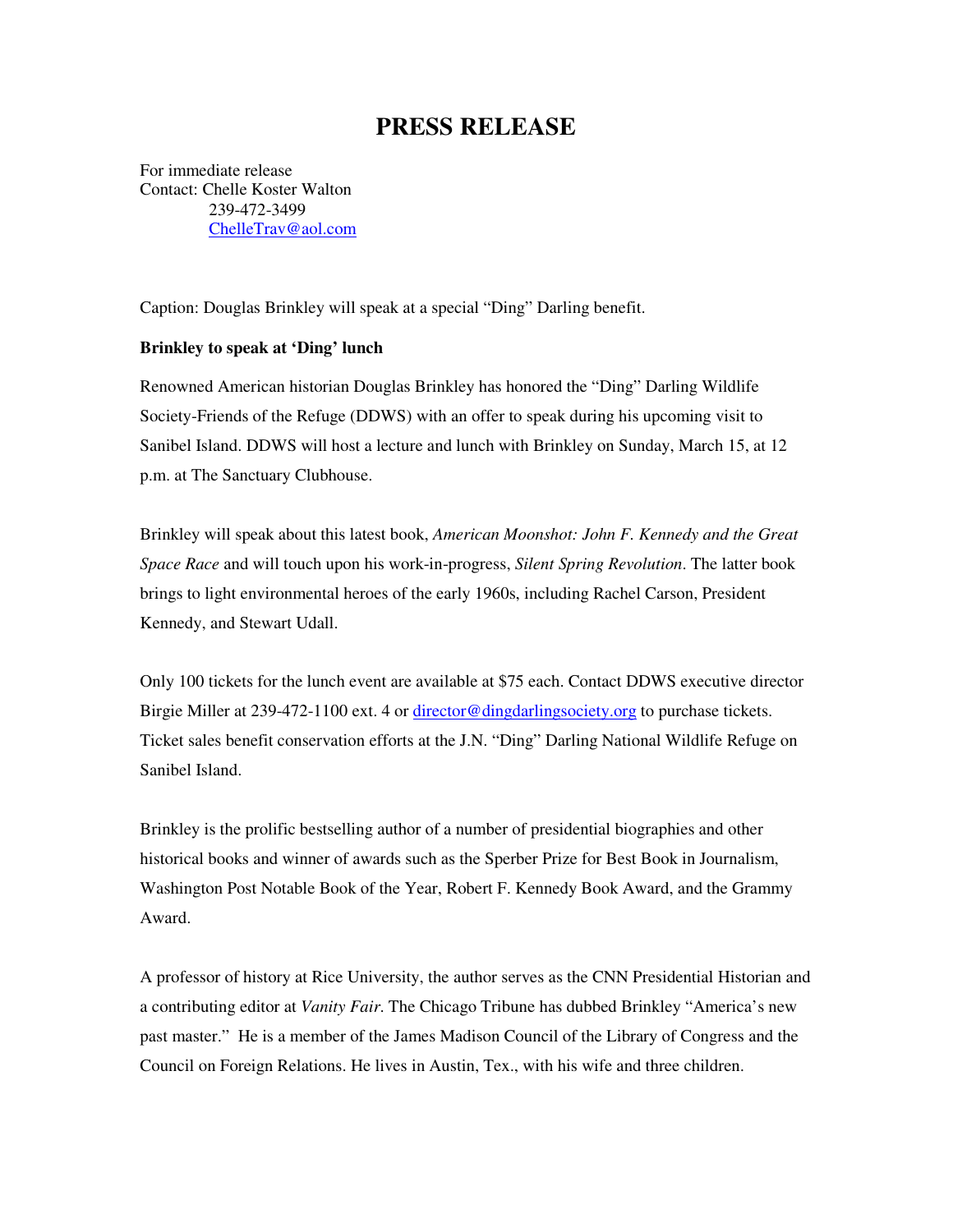# PRESS RELEASE

For immediate release
Contact: Chelle Koster Walton
239-472-3499
ChelleTrav@aol.com

Caption: Douglas Brinkley will speak at a special "Ding" Darling benefit.

**Brinkley to speak at 'Ding' lunch**

Renowned American historian Douglas Brinkley has honored the "Ding" Darling Wildlife Society-Friends of the Refuge (DDWS) with an offer to speak during his upcoming visit to Sanibel Island. DDWS will host a lecture and lunch with Brinkley on Sunday, March 15, at 12 p.m. at The Sanctuary Clubhouse.

Brinkley will speak about this latest book, *American Moonshot: John F. Kennedy and the Great Space Race* and will touch upon his work-in-progress, *Silent Spring Revolution*. The latter book brings to light environmental heroes of the early 1960s, including Rachel Carson, President Kennedy, and Stewart Udall.

Only 100 tickets for the lunch event are available at $75 each. Contact DDWS executive director Birgie Miller at 239-472-1100 ext. 4 or director@dingdarlingsociety.org to purchase tickets. Ticket sales benefit conservation efforts at the J.N. "Ding" Darling National Wildlife Refuge on Sanibel Island.

Brinkley is the prolific bestselling author of a number of presidential biographies and other historical books and winner of awards such as the Sperber Prize for Best Book in Journalism, Washington Post Notable Book of the Year, Robert F. Kennedy Book Award, and the Grammy Award.

A professor of history at Rice University, the author serves as the CNN Presidential Historian and a contributing editor at *Vanity Fair*. The Chicago Tribune has dubbed Brinkley "America's new past master." He is a member of the James Madison Council of the Library of Congress and the Council on Foreign Relations. He lives in Austin, Tex., with his wife and three children.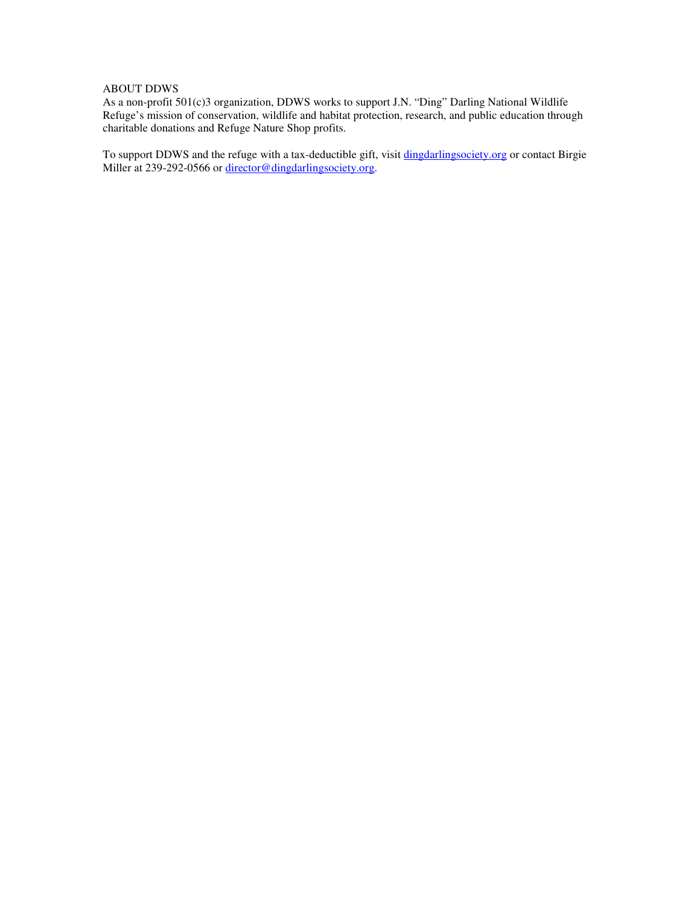ABOUT DDWS

As a non-profit 501(c)3 organization, DDWS works to support J.N. "Ding" Darling National Wildlife Refuge's mission of conservation, wildlife and habitat protection, research, and public education through charitable donations and Refuge Nature Shop profits.

To support DDWS and the refuge with a tax-deductible gift, visit [dingdarlingsociety.org](dingdarlingsociety.org) or contact Birgie Miller at 239-292-0566 or [director@dingdarlingsociety.org](mailto:director@dingdarlingsociety.org).